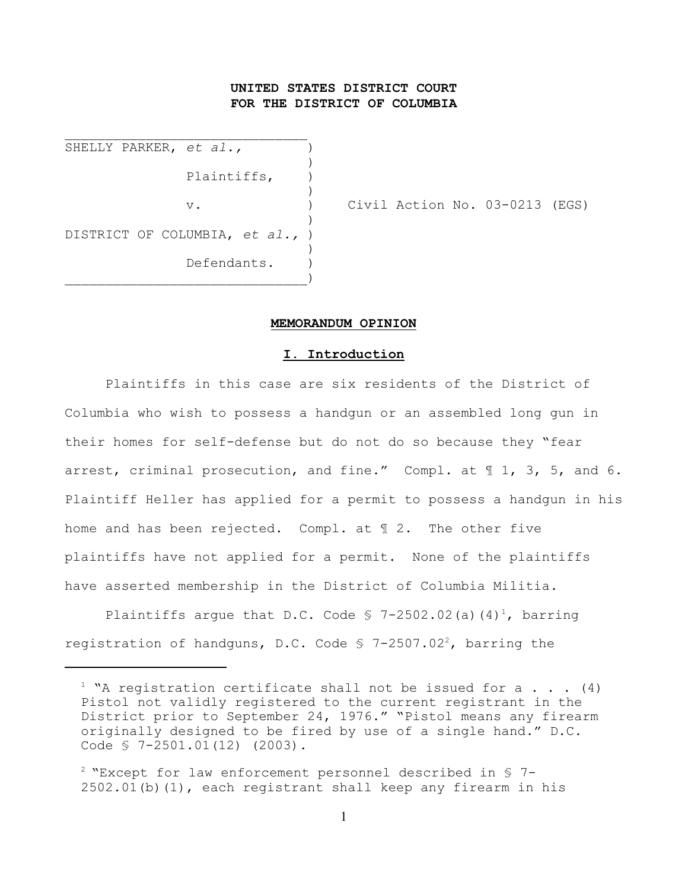**UNITED STATES DISTRICT COURT**
**FOR THE DISTRICT OF COLUMBIA**

| | | |
|---|---|---|
| SHELLY PARKER, *et al.*, | ) | |
| Plaintiffs, | ) | |
| v. | ) | Civil Action No. 03-0213 (EGS) |
| DISTRICT OF COLUMBIA, *et al.*, | ) | |
| Defendants. | ) | |

## MEMORANDUM OPINION

### I. Introduction

Plaintiffs in this case are six residents of the District of Columbia who wish to possess a handgun or an assembled long gun in their homes for self-defense but do not do so because they "fear arrest, criminal prosecution, and fine." Compl. at ¶ 1, 3, 5, and 6. Plaintiff Heller has applied for a permit to possess a handgun in his home and has been rejected. Compl. at ¶ 2. The other five plaintiffs have not applied for a permit. None of the plaintiffs have asserted membership in the District of Columbia Militia.

Plaintiffs argue that D.C. Code § 7-2502.02(a)(4)[1], barring registration of handguns, D.C. Code § 7-2507.02[2], barring the

---

[1] "A registration certificate shall not be issued for a . . . (4) Pistol not validly registered to the current registrant in the District prior to September 24, 1976." "Pistol means any firearm originally designed to be fired by use of a single hand." D.C. Code § 7-2501.01(12) (2003).

[2] "Except for law enforcement personnel described in § 7-2502.01(b)(1), each registrant shall keep any firearm in his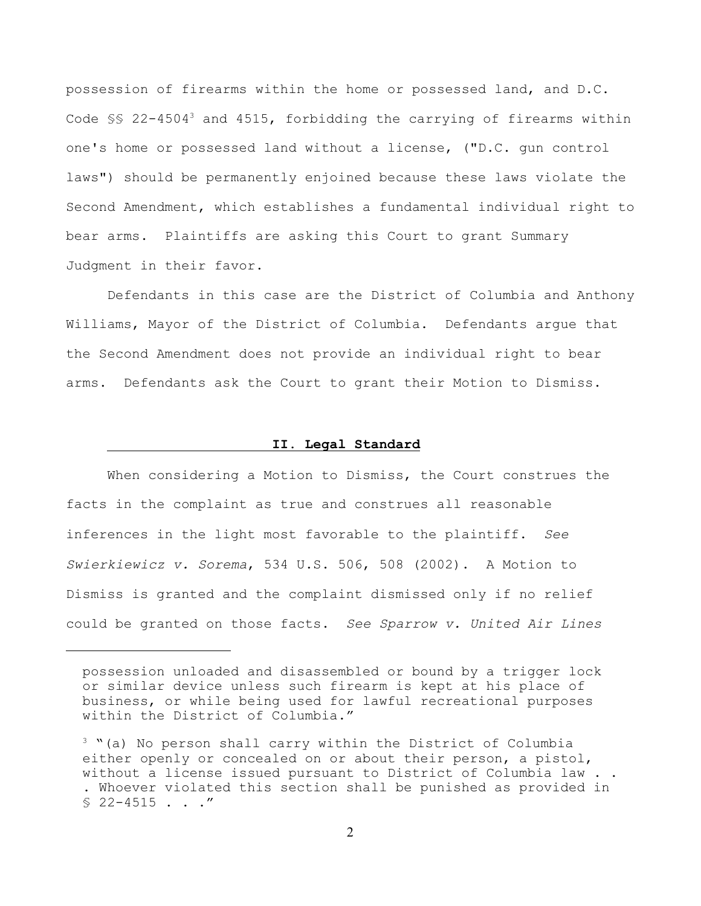possession of firearms within the home or possessed land, and D.C. Code §§ 22-4504[3] and 4515, forbidding the carrying of firearms within one's home or possessed land without a license, ("D.C. gun control laws") should be permanently enjoined because these laws violate the Second Amendment, which establishes a fundamental individual right to bear arms. Plaintiffs are asking this Court to grant Summary Judgment in their favor.

Defendants in this case are the District of Columbia and Anthony Williams, Mayor of the District of Columbia. Defendants argue that the Second Amendment does not provide an individual right to bear arms. Defendants ask the Court to grant their Motion to Dismiss.

## II. Legal Standard

When considering a Motion to Dismiss, the Court construes the facts in the complaint as true and construes all reasonable inferences in the light most favorable to the plaintiff. *See Swierkiewicz v. Sorema*, 534 U.S. 506, 508 (2002). A Motion to Dismiss is granted and the complaint dismissed only if no relief could be granted on those facts. *See Sparrow v. United Air Lines*

---

possession unloaded and disassembled or bound by a trigger lock or similar device unless such firearm is kept at his place of business, or while being used for lawful recreational purposes within the District of Columbia."

[3] "(a) No person shall carry within the District of Columbia either openly or concealed on or about their person, a pistol, without a license issued pursuant to District of Columbia law . . . Whoever violated this section shall be punished as provided in § 22-4515 . . ."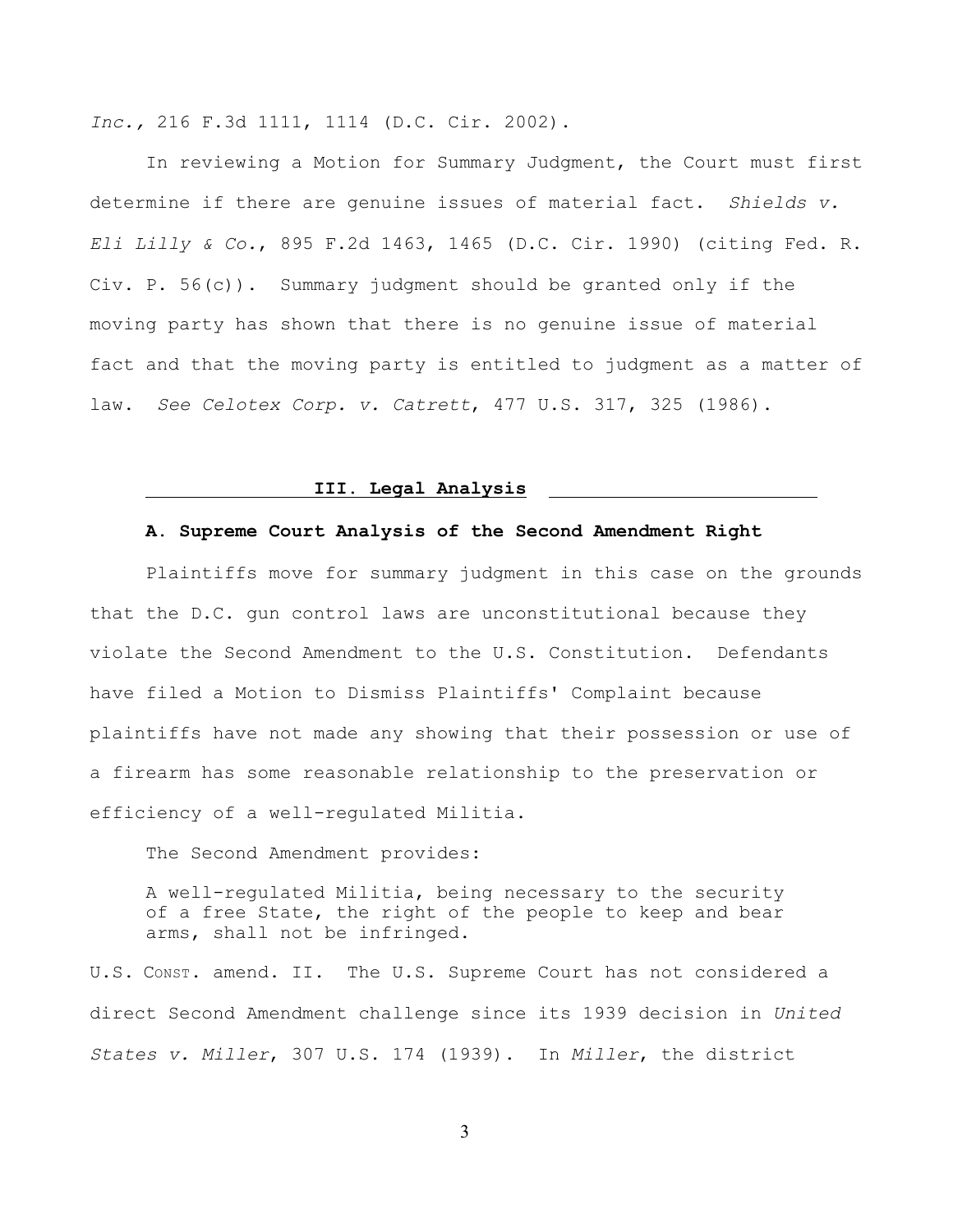*Inc.*, 216 F.3d 1111, 1114 (D.C. Cir. 2002).

In reviewing a Motion for Summary Judgment, the Court must first determine if there are genuine issues of material fact. *Shields v. Eli Lilly & Co.*, 895 F.2d 1463, 1465 (D.C. Cir. 1990) (citing Fed. R. Civ. P. 56(c)). Summary judgment should be granted only if the moving party has shown that there is no genuine issue of material fact and that the moving party is entitled to judgment as a matter of law. *See Celotex Corp. v. Catrett*, 477 U.S. 317, 325 (1986).

## III. Legal Analysis

### A. Supreme Court Analysis of the Second Amendment Right

Plaintiffs move for summary judgment in this case on the grounds that the D.C. gun control laws are unconstitutional because they violate the Second Amendment to the U.S. Constitution. Defendants have filed a Motion to Dismiss Plaintiffs' Complaint because plaintiffs have not made any showing that their possession or use of a firearm has some reasonable relationship to the preservation or efficiency of a well-regulated Militia.

The Second Amendment provides:

> A well-regulated Militia, being necessary to the security of a free State, the right of the people to keep and bear arms, shall not be infringed.

U.S. CONST. amend. II. The U.S. Supreme Court has not considered a direct Second Amendment challenge since its 1939 decision in *United States v. Miller*, 307 U.S. 174 (1939). In *Miller*, the district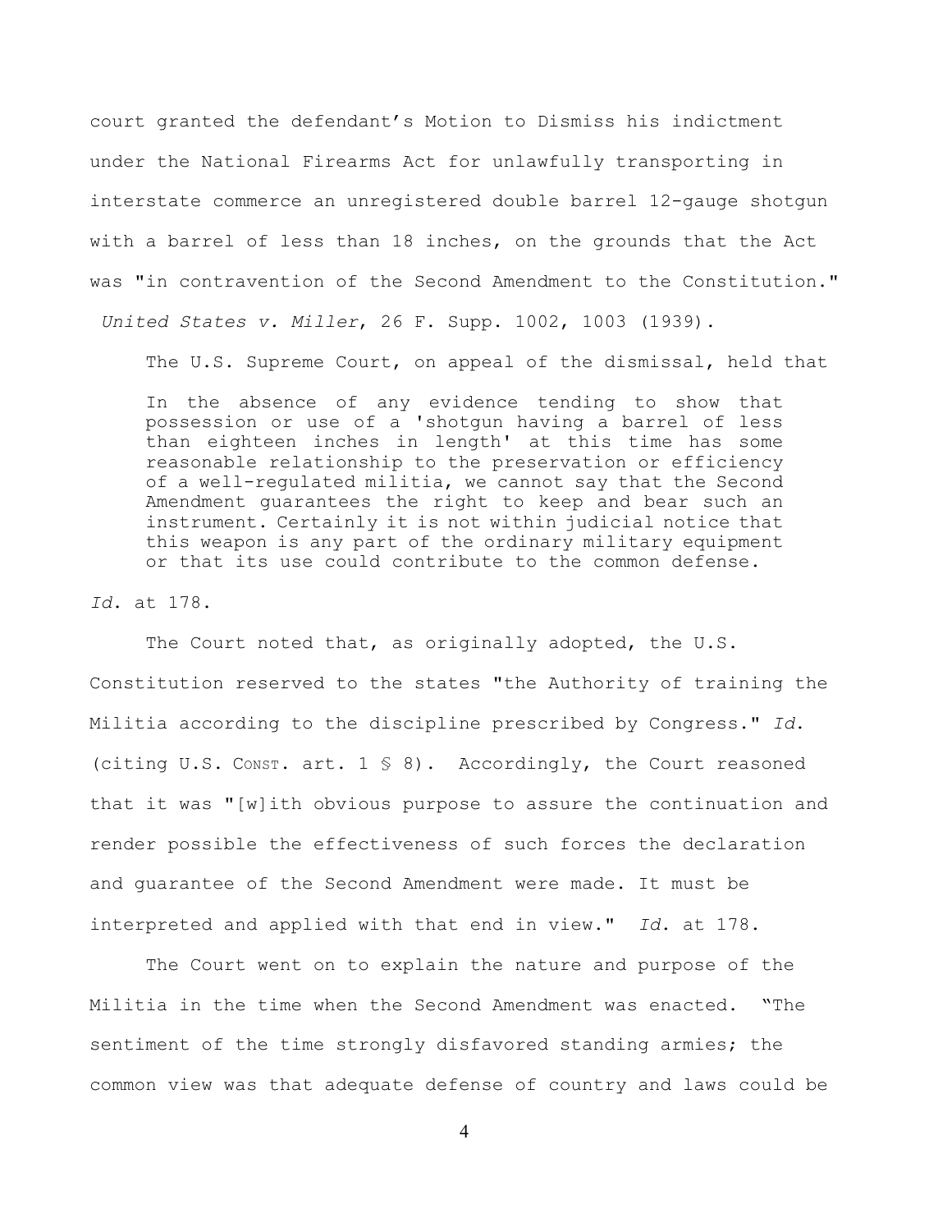court granted the defendant's Motion to Dismiss his indictment under the National Firearms Act for unlawfully transporting in interstate commerce an unregistered double barrel 12-gauge shotgun with a barrel of less than 18 inches, on the grounds that the Act was "in contravention of the Second Amendment to the Constitution." *United States v. Miller*, 26 F. Supp. 1002, 1003 (1939).

The U.S. Supreme Court, on appeal of the dismissal, held that

> In the absence of any evidence tending to show that possession or use of a 'shotgun having a barrel of less than eighteen inches in length' at this time has some reasonable relationship to the preservation or efficiency of a well-regulated militia, we cannot say that the Second Amendment guarantees the right to keep and bear such an instrument. Certainly it is not within judicial notice that this weapon is any part of the ordinary military equipment or that its use could contribute to the common defense.

*Id.* at 178.

The Court noted that, as originally adopted, the U.S. Constitution reserved to the states "the Authority of training the Militia according to the discipline prescribed by Congress." *Id.* (citing U.S. CONST. art. 1 § 8). Accordingly, the Court reasoned that it was "[w]ith obvious purpose to assure the continuation and render possible the effectiveness of such forces the declaration and guarantee of the Second Amendment were made. It must be interpreted and applied with that end in view." *Id.* at 178.

The Court went on to explain the nature and purpose of the Militia in the time when the Second Amendment was enacted. "The sentiment of the time strongly disfavored standing armies; the common view was that adequate defense of country and laws could be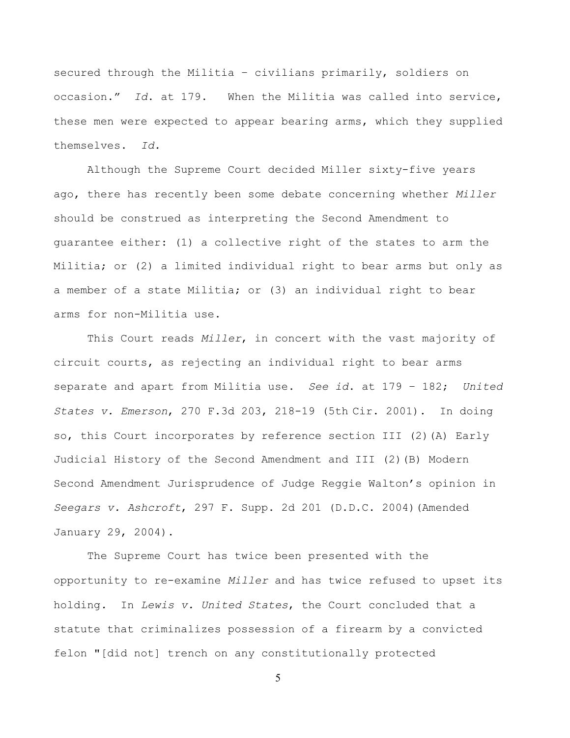secured through the Militia – civilians primarily, soldiers on occasion." *Id*. at 179. When the Militia was called into service, these men were expected to appear bearing arms, which they supplied themselves. *Id.*

Although the Supreme Court decided Miller sixty-five years ago, there has recently been some debate concerning whether *Miller* should be construed as interpreting the Second Amendment to guarantee either: (1) a collective right of the states to arm the Militia; or (2) a limited individual right to bear arms but only as a member of a state Militia; or (3) an individual right to bear arms for non-Militia use.

This Court reads *Miller*, in concert with the vast majority of circuit courts, as rejecting an individual right to bear arms separate and apart from Militia use. *See id*. at 179 – 182; *United States v. Emerson*, 270 F.3d 203, 218-19 (5th Cir. 2001). In doing so, this Court incorporates by reference section III (2)(A) Early Judicial History of the Second Amendment and III (2)(B) Modern Second Amendment Jurisprudence of Judge Reggie Walton's opinion in *Seegars v. Ashcroft*, 297 F. Supp. 2d 201 (D.D.C. 2004)(Amended January 29, 2004).

The Supreme Court has twice been presented with the opportunity to re-examine *Miller* and has twice refused to upset its holding. In *Lewis v. United States*, the Court concluded that a statute that criminalizes possession of a firearm by a convicted felon "[did not] trench on any constitutionally protected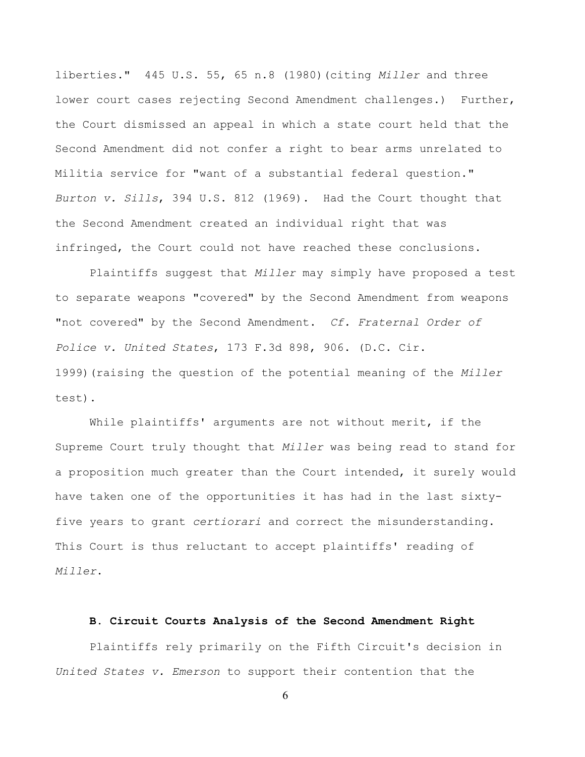liberties." 445 U.S. 55, 65 n.8 (1980)(citing *Miller* and three lower court cases rejecting Second Amendment challenges.) Further, the Court dismissed an appeal in which a state court held that the Second Amendment did not confer a right to bear arms unrelated to Militia service for "want of a substantial federal question." *Burton v. Sills*, 394 U.S. 812 (1969). Had the Court thought that the Second Amendment created an individual right that was infringed, the Court could not have reached these conclusions.

Plaintiffs suggest that *Miller* may simply have proposed a test to separate weapons "covered" by the Second Amendment from weapons "not covered" by the Second Amendment. *Cf. Fraternal Order of Police v. United States*, 173 F.3d 898, 906. (D.C. Cir. 1999)(raising the question of the potential meaning of the *Miller* test).

While plaintiffs' arguments are not without merit, if the Supreme Court truly thought that *Miller* was being read to stand for a proposition much greater than the Court intended, it surely would have taken one of the opportunities it has had in the last sixty-five years to grant *certiorari* and correct the misunderstanding. This Court is thus reluctant to accept plaintiffs' reading of *Miller*.

### B. Circuit Courts Analysis of the Second Amendment Right

Plaintiffs rely primarily on the Fifth Circuit's decision in *United States v. Emerson* to support their contention that the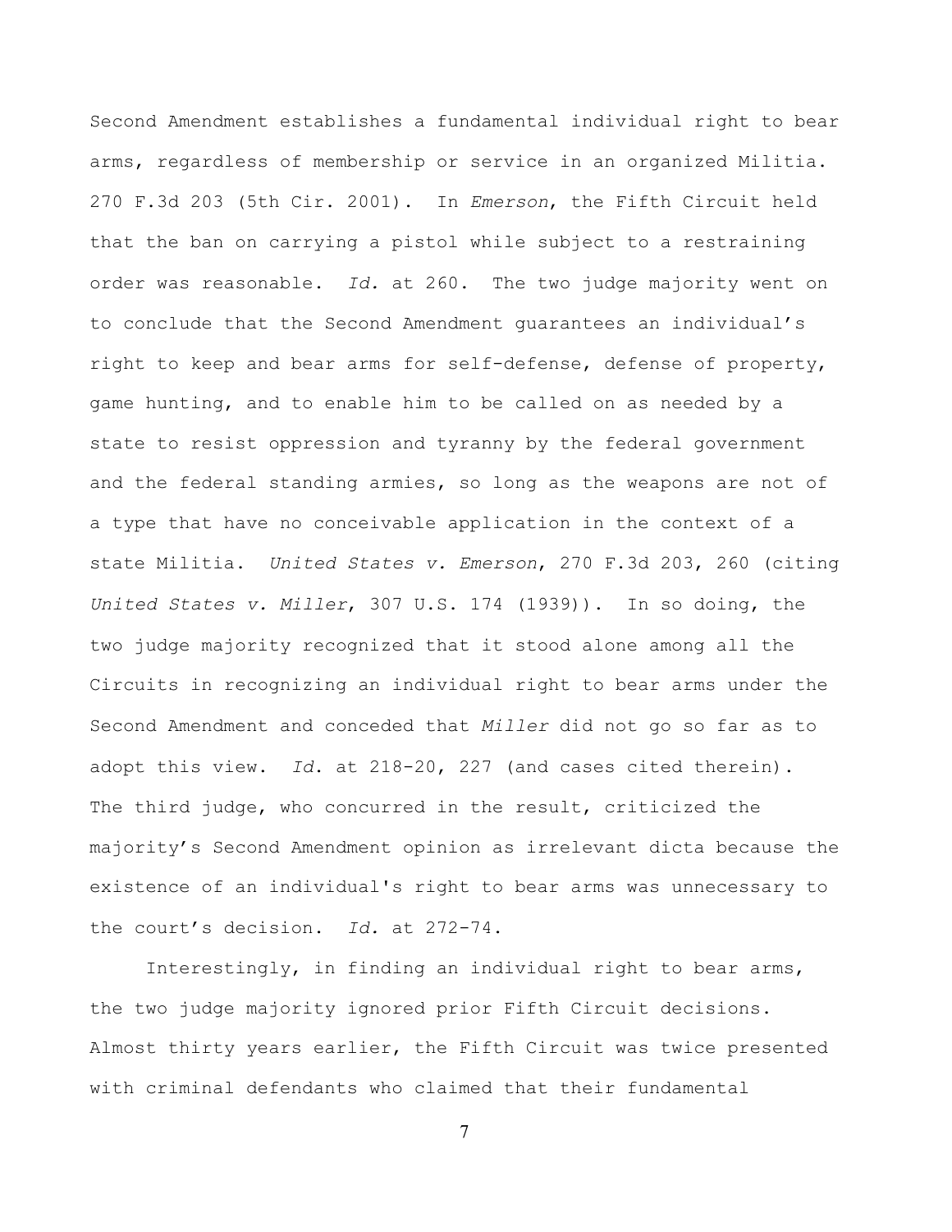Second Amendment establishes a fundamental individual right to bear arms, regardless of membership or service in an organized Militia. 270 F.3d 203 (5th Cir. 2001). In *Emerson*, the Fifth Circuit held that the ban on carrying a pistol while subject to a restraining order was reasonable. *Id.* at 260. The two judge majority went on to conclude that the Second Amendment guarantees an individual's right to keep and bear arms for self-defense, defense of property, game hunting, and to enable him to be called on as needed by a state to resist oppression and tyranny by the federal government and the federal standing armies, so long as the weapons are not of a type that have no conceivable application in the context of a state Militia. *United States v. Emerson*, 270 F.3d 203, 260 (citing *United States v. Miller*, 307 U.S. 174 (1939)). In so doing, the two judge majority recognized that it stood alone among all the Circuits in recognizing an individual right to bear arms under the Second Amendment and conceded that *Miller* did not go so far as to adopt this view. *Id.* at 218-20, 227 (and cases cited therein). The third judge, who concurred in the result, criticized the majority's Second Amendment opinion as irrelevant dicta because the existence of an individual's right to bear arms was unnecessary to the court's decision. *Id.* at 272-74.

Interestingly, in finding an individual right to bear arms, the two judge majority ignored prior Fifth Circuit decisions. Almost thirty years earlier, the Fifth Circuit was twice presented with criminal defendants who claimed that their fundamental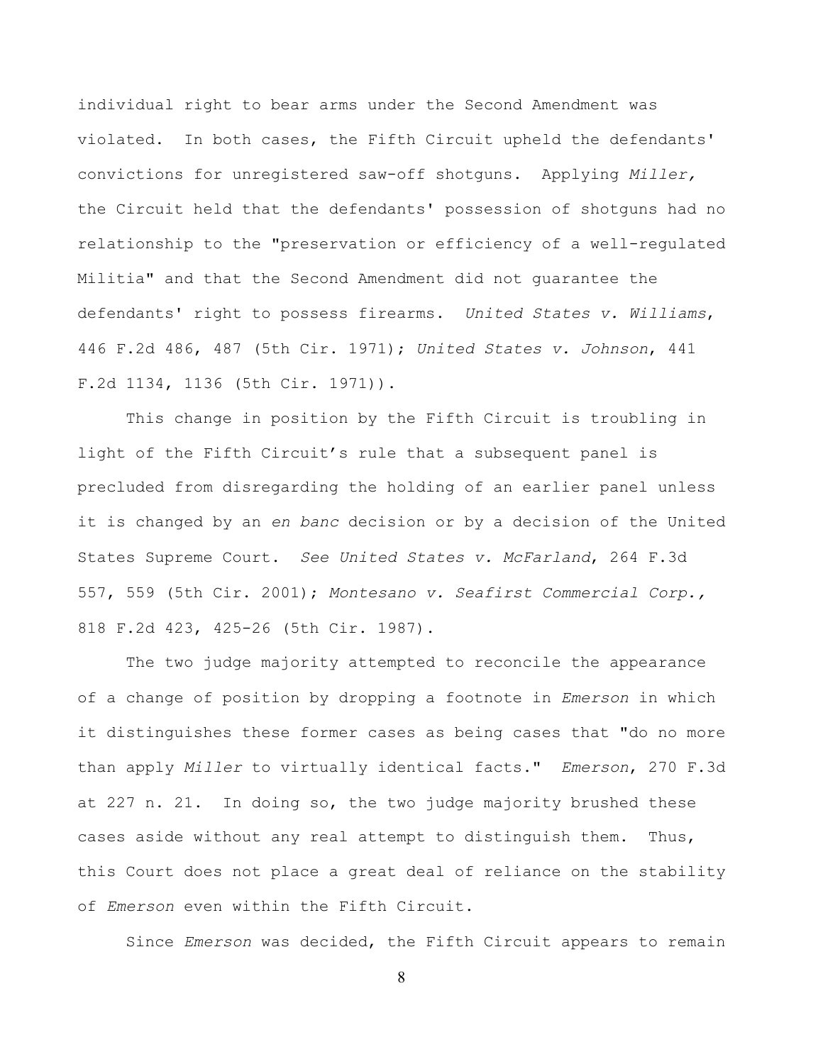individual right to bear arms under the Second Amendment was violated. In both cases, the Fifth Circuit upheld the defendants' convictions for unregistered saw-off shotguns. Applying *Miller,* the Circuit held that the defendants' possession of shotguns had no relationship to the "preservation or efficiency of a well-regulated Militia" and that the Second Amendment did not guarantee the defendants' right to possess firearms. *United States v. Williams*, 446 F.2d 486, 487 (5th Cir. 1971); *United States v. Johnson*, 441 F.2d 1134, 1136 (5th Cir. 1971)).

This change in position by the Fifth Circuit is troubling in light of the Fifth Circuit's rule that a subsequent panel is precluded from disregarding the holding of an earlier panel unless it is changed by an *en banc* decision or by a decision of the United States Supreme Court. *See United States v. McFarland*, 264 F.3d 557, 559 (5th Cir. 2001); *Montesano v. Seafirst Commercial Corp.,* 818 F.2d 423, 425-26 (5th Cir. 1987).

The two judge majority attempted to reconcile the appearance of a change of position by dropping a footnote in *Emerson* in which it distinguishes these former cases as being cases that "do no more than apply *Miller* to virtually identical facts." *Emerson*, 270 F.3d at 227 n. 21. In doing so, the two judge majority brushed these cases aside without any real attempt to distinguish them. Thus, this Court does not place a great deal of reliance on the stability of *Emerson* even within the Fifth Circuit.

Since *Emerson* was decided, the Fifth Circuit appears to remain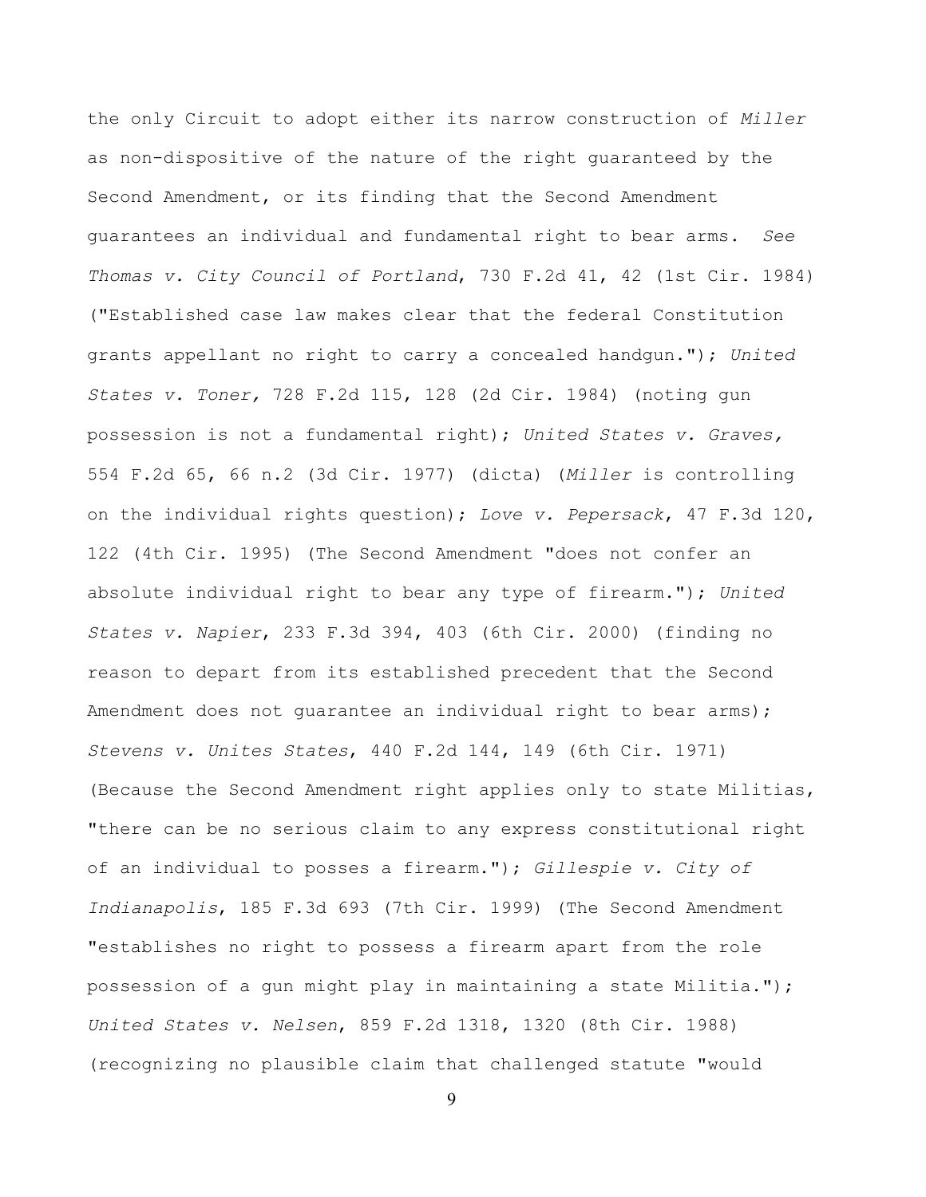the only Circuit to adopt either its narrow construction of *Miller* as non-dispositive of the nature of the right guaranteed by the Second Amendment, or its finding that the Second Amendment guarantees an individual and fundamental right to bear arms. *See Thomas v. City Council of Portland*, 730 F.2d 41, 42 (1st Cir. 1984) ("Established case law makes clear that the federal Constitution grants appellant no right to carry a concealed handgun."); *United States v. Toner,* 728 F.2d 115, 128 (2d Cir. 1984) (noting gun possession is not a fundamental right); *United States v. Graves,* 554 F.2d 65, 66 n.2 (3d Cir. 1977) (dicta) (*Miller* is controlling on the individual rights question); *Love v. Pepersack*, 47 F.3d 120, 122 (4th Cir. 1995) (The Second Amendment "does not confer an absolute individual right to bear any type of firearm."); *United States v. Napier*, 233 F.3d 394, 403 (6th Cir. 2000) (finding no reason to depart from its established precedent that the Second Amendment does not guarantee an individual right to bear arms); *Stevens v. Unites States*, 440 F.2d 144, 149 (6th Cir. 1971) (Because the Second Amendment right applies only to state Militias, "there can be no serious claim to any express constitutional right of an individual to posses a firearm."); *Gillespie v. City of Indianapolis*, 185 F.3d 693 (7th Cir. 1999) (The Second Amendment "establishes no right to possess a firearm apart from the role possession of a gun might play in maintaining a state Militia."); *United States v. Nelsen*, 859 F.2d 1318, 1320 (8th Cir. 1988) (recognizing no plausible claim that challenged statute "would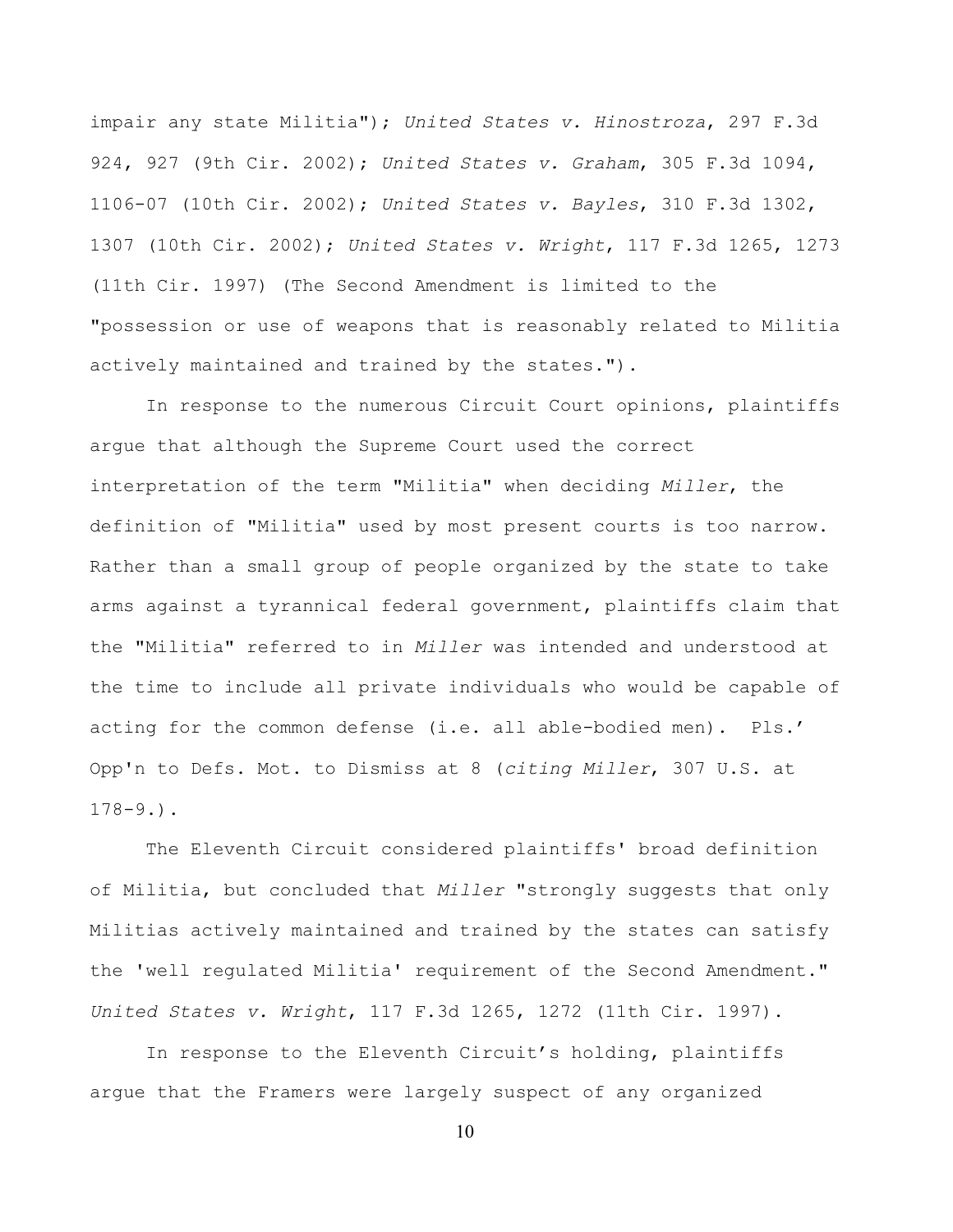impair any state Militia"); *United States v. Hinostroza*, 297 F.3d 924, 927 (9th Cir. 2002); *United States v. Graham*, 305 F.3d 1094, 1106-07 (10th Cir. 2002); *United States v. Bayles*, 310 F.3d 1302, 1307 (10th Cir. 2002); *United States v. Wright*, 117 F.3d 1265, 1273 (11th Cir. 1997) (The Second Amendment is limited to the "possession or use of weapons that is reasonably related to Militia actively maintained and trained by the states.").

In response to the numerous Circuit Court opinions, plaintiffs argue that although the Supreme Court used the correct interpretation of the term "Militia" when deciding *Miller*, the definition of "Militia" used by most present courts is too narrow. Rather than a small group of people organized by the state to take arms against a tyrannical federal government, plaintiffs claim that the "Militia" referred to in *Miller* was intended and understood at the time to include all private individuals who would be capable of acting for the common defense (i.e. all able-bodied men). Pls.' Opp'n to Defs. Mot. to Dismiss at 8 (*citing Miller*, 307 U.S. at 178-9.).

The Eleventh Circuit considered plaintiffs' broad definition of Militia, but concluded that *Miller* "strongly suggests that only Militias actively maintained and trained by the states can satisfy the 'well regulated Militia' requirement of the Second Amendment." *United States v. Wright*, 117 F.3d 1265, 1272 (11th Cir. 1997).

In response to the Eleventh Circuit's holding, plaintiffs argue that the Framers were largely suspect of any organized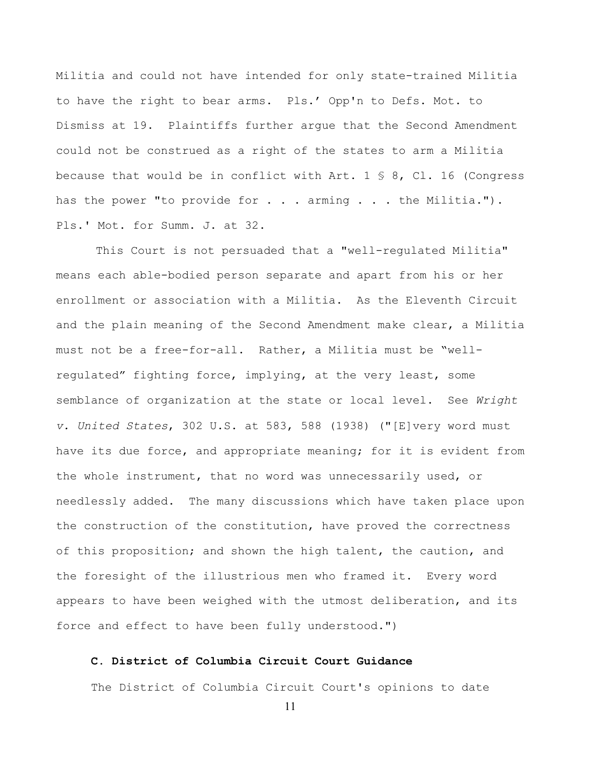Militia and could not have intended for only state-trained Militia to have the right to bear arms. Pls.' Opp'n to Defs. Mot. to Dismiss at 19. Plaintiffs further argue that the Second Amendment could not be construed as a right of the states to arm a Militia because that would be in conflict with Art. 1 § 8, Cl. 16 (Congress has the power "to provide for . . . arming . . . the Militia."). Pls.' Mot. for Summ. J. at 32.

This Court is not persuaded that a "well-regulated Militia" means each able-bodied person separate and apart from his or her enrollment or association with a Militia. As the Eleventh Circuit and the plain meaning of the Second Amendment make clear, a Militia must not be a free-for-all. Rather, a Militia must be "well-regulated" fighting force, implying, at the very least, some semblance of organization at the state or local level. See *Wright v. United States*, 302 U.S. at 583, 588 (1938) ("[E]very word must have its due force, and appropriate meaning; for it is evident from the whole instrument, that no word was unnecessarily used, or needlessly added. The many discussions which have taken place upon the construction of the constitution, have proved the correctness of this proposition; and shown the high talent, the caution, and the foresight of the illustrious men who framed it. Every word appears to have been weighed with the utmost deliberation, and its force and effect to have been fully understood.")

### C. District of Columbia Circuit Court Guidance

The District of Columbia Circuit Court's opinions to date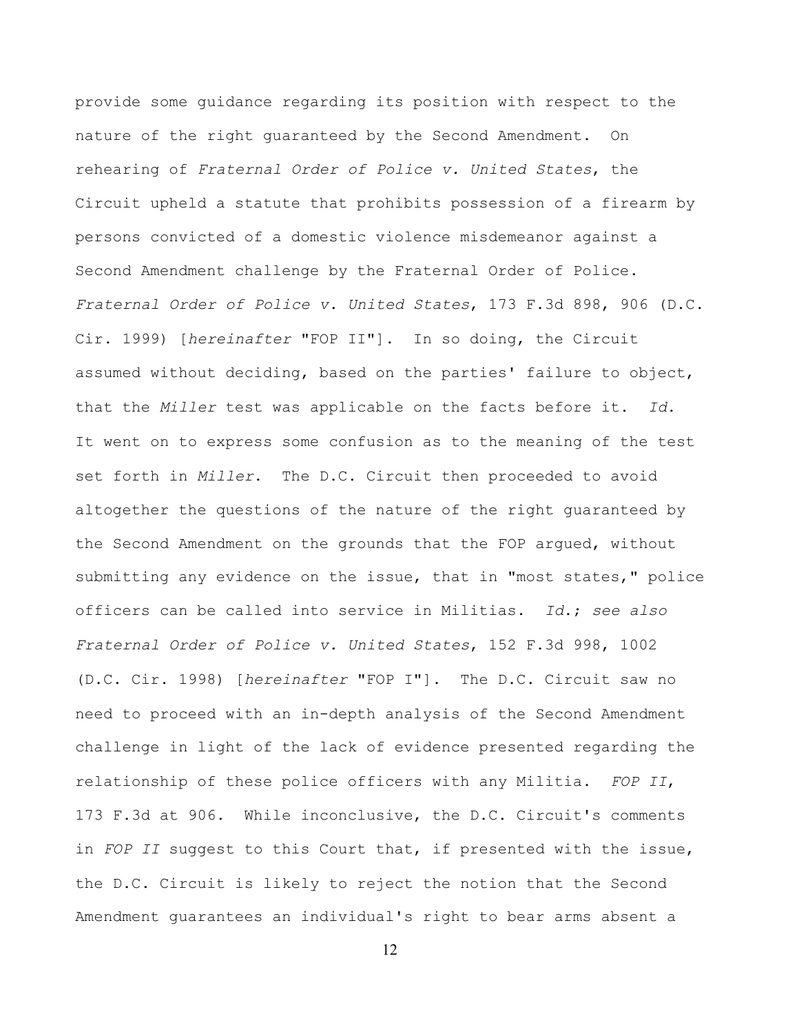provide some guidance regarding its position with respect to the nature of the right guaranteed by the Second Amendment. On rehearing of *Fraternal Order of Police v. United States*, the Circuit upheld a statute that prohibits possession of a firearm by persons convicted of a domestic violence misdemeanor against a Second Amendment challenge by the Fraternal Order of Police. *Fraternal Order of Police v. United States*, 173 F.3d 898, 906 (D.C. Cir. 1999) [*hereinafter* "FOP II"]. In so doing, the Circuit assumed without deciding, based on the parties' failure to object, that the *Miller* test was applicable on the facts before it. *Id.* It went on to express some confusion as to the meaning of the test set forth in *Miller*. The D.C. Circuit then proceeded to avoid altogether the questions of the nature of the right guaranteed by the Second Amendment on the grounds that the FOP argued, without submitting any evidence on the issue, that in "most states," police officers can be called into service in Militias. *Id.*; *see also Fraternal Order of Police v. United States*, 152 F.3d 998, 1002 (D.C. Cir. 1998) [*hereinafter* "FOP I"]. The D.C. Circuit saw no need to proceed with an in-depth analysis of the Second Amendment challenge in light of the lack of evidence presented regarding the relationship of these police officers with any Militia. *FOP II*, 173 F.3d at 906. While inconclusive, the D.C. Circuit's comments in *FOP II* suggest to this Court that, if presented with the issue, the D.C. Circuit is likely to reject the notion that the Second Amendment guarantees an individual's right to bear arms absent a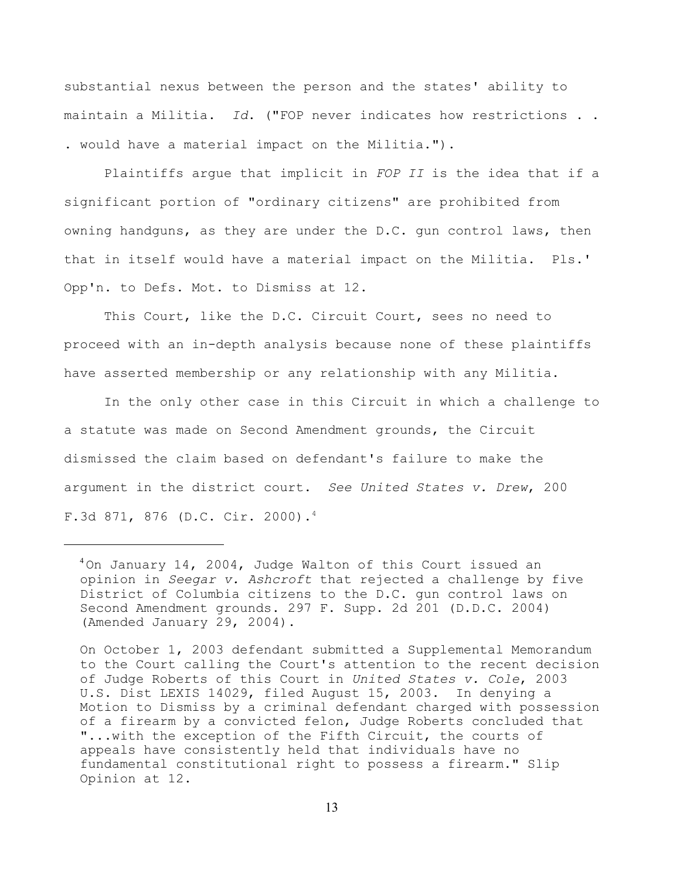substantial nexus between the person and the states' ability to maintain a Militia. *Id.* ("FOP never indicates how restrictions . . . would have a material impact on the Militia.").

Plaintiffs argue that implicit in *FOP II* is the idea that if a significant portion of "ordinary citizens" are prohibited from owning handguns, as they are under the D.C. gun control laws, then that in itself would have a material impact on the Militia. Pls.' Opp'n. to Defs. Mot. to Dismiss at 12.

This Court, like the D.C. Circuit Court, sees no need to proceed with an in-depth analysis because none of these plaintiffs have asserted membership or any relationship with any Militia.

In the only other case in this Circuit in which a challenge to a statute was made on Second Amendment grounds, the Circuit dismissed the claim based on defendant's failure to make the argument in the district court. *See United States v. Drew*, 200 F.3d 871, 876 (D.C. Cir. 2000).[4]

---

[4] On January 14, 2004, Judge Walton of this Court issued an opinion in *Seegar v. Ashcroft* that rejected a challenge by five District of Columbia citizens to the D.C. gun control laws on Second Amendment grounds. 297 F. Supp. 2d 201 (D.D.C. 2004) (Amended January 29, 2004).

On October 1, 2003 defendant submitted a Supplemental Memorandum to the Court calling the Court's attention to the recent decision of Judge Roberts of this Court in *United States v. Cole*, 2003 U.S. Dist LEXIS 14029, filed August 15, 2003. In denying a Motion to Dismiss by a criminal defendant charged with possession of a firearm by a convicted felon, Judge Roberts concluded that "...with the exception of the Fifth Circuit, the courts of appeals have consistently held that individuals have no fundamental constitutional right to possess a firearm." Slip Opinion at 12.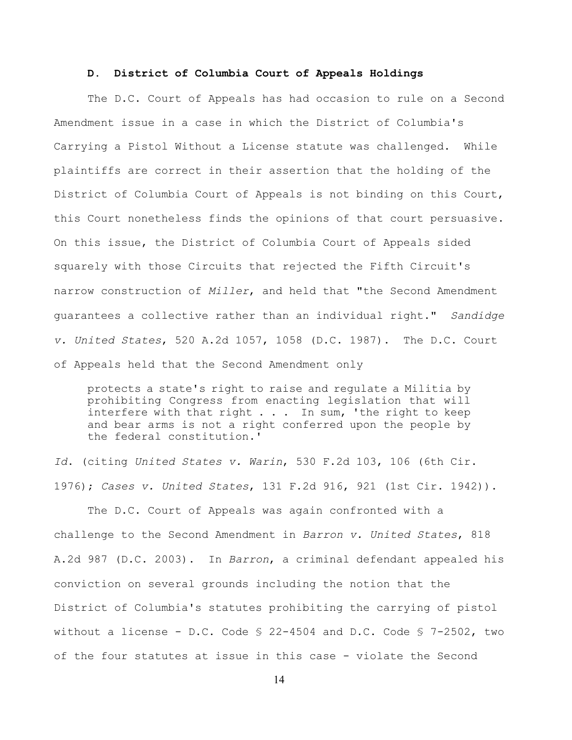### D. District of Columbia Court of Appeals Holdings

The D.C. Court of Appeals has had occasion to rule on a Second Amendment issue in a case in which the District of Columbia's Carrying a Pistol Without a License statute was challenged. While plaintiffs are correct in their assertion that the holding of the District of Columbia Court of Appeals is not binding on this Court, this Court nonetheless finds the opinions of that court persuasive. On this issue, the District of Columbia Court of Appeals sided squarely with those Circuits that rejected the Fifth Circuit's narrow construction of *Miller*, and held that "the Second Amendment guarantees a collective rather than an individual right." *Sandidge v. United States*, 520 A.2d 1057, 1058 (D.C. 1987). The D.C. Court of Appeals held that the Second Amendment only

> protects a state's right to raise and regulate a Militia by prohibiting Congress from enacting legislation that will interfere with that right . . . In sum, 'the right to keep and bear arms is not a right conferred upon the people by the federal constitution.'

*Id.* (citing *United States v. Warin*, 530 F.2d 103, 106 (6th Cir. 1976); *Cases v. United States*, 131 F.2d 916, 921 (1st Cir. 1942)).

The D.C. Court of Appeals was again confronted with a challenge to the Second Amendment in *Barron v. United States*, 818 A.2d 987 (D.C. 2003). In *Barron*, a criminal defendant appealed his conviction on several grounds including the notion that the District of Columbia's statutes prohibiting the carrying of pistol without a license - D.C. Code § 22-4504 and D.C. Code § 7-2502, two of the four statutes at issue in this case - violate the Second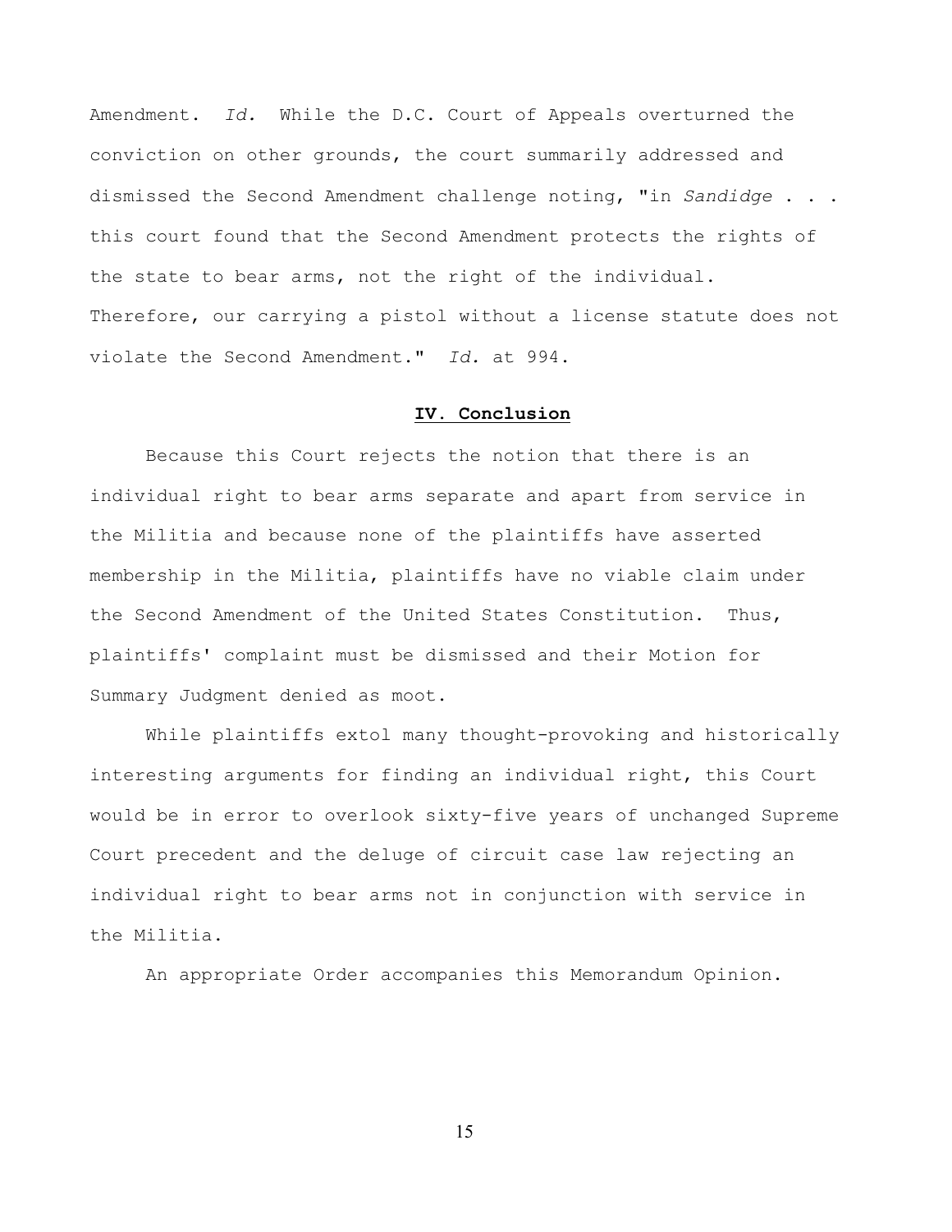Amendment. *Id.* While the D.C. Court of Appeals overturned the conviction on other grounds, the court summarily addressed and dismissed the Second Amendment challenge noting, "in *Sandidge* . . . this court found that the Second Amendment protects the rights of the state to bear arms, not the right of the individual. Therefore, our carrying a pistol without a license statute does not violate the Second Amendment." *Id.* at 994.

## **IV. Conclusion**

Because this Court rejects the notion that there is an individual right to bear arms separate and apart from service in the Militia and because none of the plaintiffs have asserted membership in the Militia, plaintiffs have no viable claim under the Second Amendment of the United States Constitution. Thus, plaintiffs' complaint must be dismissed and their Motion for Summary Judgment denied as moot.

While plaintiffs extol many thought-provoking and historically interesting arguments for finding an individual right, this Court would be in error to overlook sixty-five years of unchanged Supreme Court precedent and the deluge of circuit case law rejecting an individual right to bear arms not in conjunction with service in the Militia.

An appropriate Order accompanies this Memorandum Opinion.